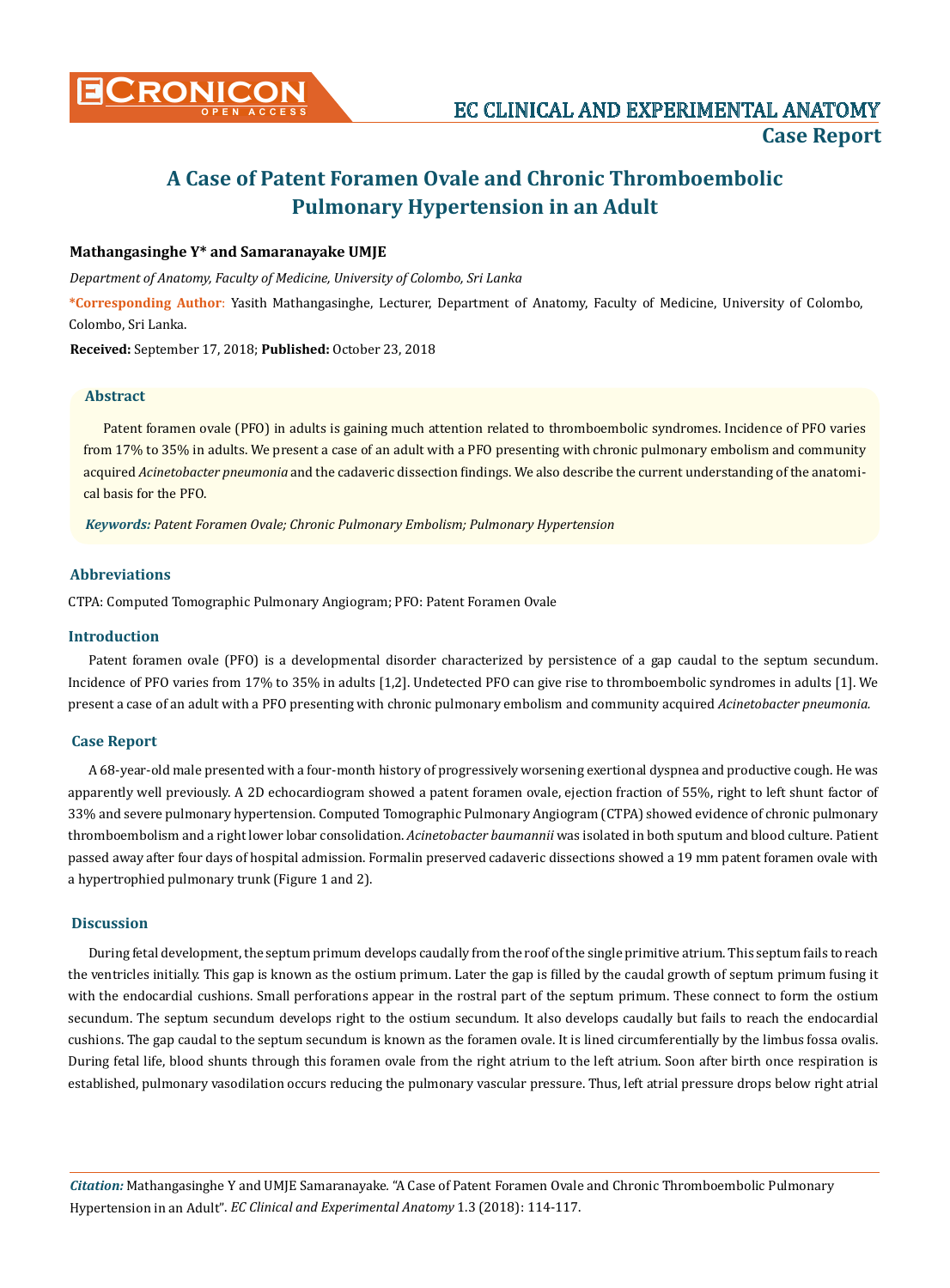# A Case of Patent Foramen Ovale and Chronic Thromboembolic Pulmonary Hypertension in an Adult

**Mathangasinghe Y* and Samaranayake UMJE**

*Department of Anatomy, Faculty of Medicine, University of Colombo, Sri Lanka*

***Corresponding Author**: Yasith Mathangasinghe, Lecturer, Department of Anatomy, Faculty of Medicine, University of Colombo, Colombo, Sri Lanka.

**Received:** September 17, 2018; **Published:** October 23, 2018

### Abstract

Patent foramen ovale (PFO) in adults is gaining much attention related to thromboembolic syndromes. Incidence of PFO varies from 17% to 35% in adults. We present a case of an adult with a PFO presenting with chronic pulmonary embolism and community acquired *Acinetobacter pneumonia* and the cadaveric dissection findings. We also describe the current understanding of the anatomical basis for the PFO.

***Keywords:*** *Patent Foramen Ovale; Chronic Pulmonary Embolism; Pulmonary Hypertension*

## Abbreviations

CTPA: Computed Tomographic Pulmonary Angiogram; PFO: Patent Foramen Ovale

## Introduction

Patent foramen ovale (PFO) is a developmental disorder characterized by persistence of a gap caudal to the septum secundum. Incidence of PFO varies from 17% to 35% in adults [1,2]. Undetected PFO can give rise to thromboembolic syndromes in adults [1]. We present a case of an adult with a PFO presenting with chronic pulmonary embolism and community acquired *Acinetobacter pneumonia.*

## Case Report

A 68-year-old male presented with a four-month history of progressively worsening exertional dyspnea and productive cough. He was apparently well previously. A 2D echocardiogram showed a patent foramen ovale, ejection fraction of 55%, right to left shunt factor of 33% and severe pulmonary hypertension. Computed Tomographic Pulmonary Angiogram (CTPA) showed evidence of chronic pulmonary thromboembolism and a right lower lobar consolidation. *Acinetobacter baumannii* was isolated in both sputum and blood culture. Patient passed away after four days of hospital admission. Formalin preserved cadaveric dissections showed a 19 mm patent foramen ovale with a hypertrophied pulmonary trunk (Figure 1 and 2).

## Discussion

During fetal development, the septum primum develops caudally from the roof of the single primitive atrium. This septum fails to reach the ventricles initially. This gap is known as the ostium primum. Later the gap is filled by the caudal growth of septum primum fusing it with the endocardial cushions. Small perforations appear in the rostral part of the septum primum. These connect to form the ostium secundum. The septum secundum develops right to the ostium secundum. It also develops caudally but fails to reach the endocardial cushions. The gap caudal to the septum secundum is known as the foramen ovale. It is lined circumferentially by the limbus fossa ovalis. During fetal life, blood shunts through this foramen ovale from the right atrium to the left atrium. Soon after birth once respiration is established, pulmonary vasodilation occurs reducing the pulmonary vascular pressure. Thus, left atrial pressure drops below right atrial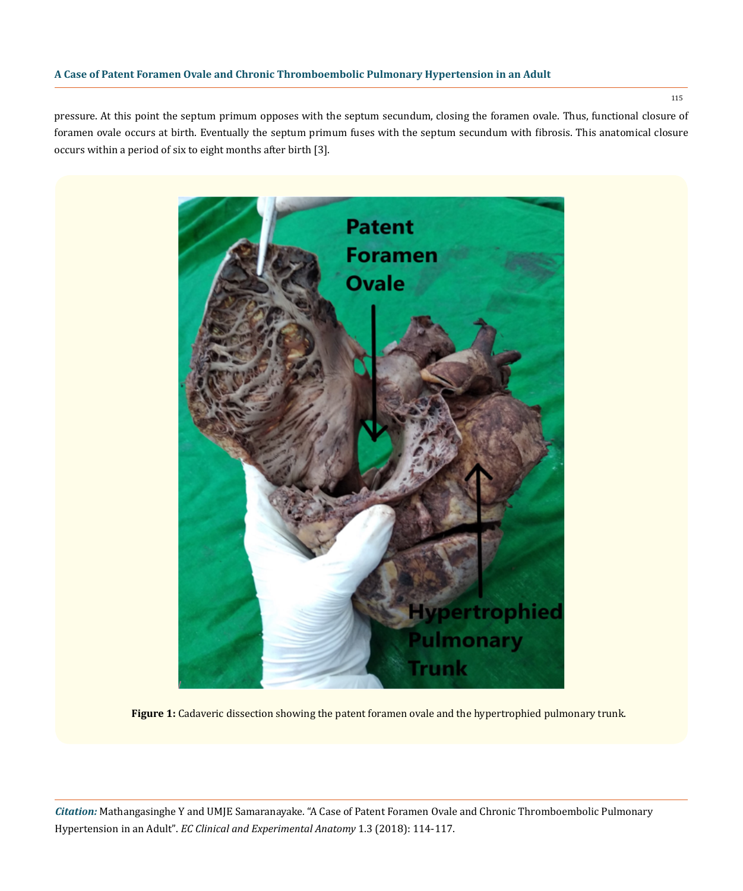pressure. At this point the septum primum opposes with the septum secundum, closing the foramen ovale. Thus, functional closure of foramen ovale occurs at birth. Eventually the septum primum fuses with the septum secundum with fibrosis. This anatomical closure occurs within a period of six to eight months after birth [3].

**Figure 1:** Cadaveric dissection showing the patent foramen ovale and the hypertrophied pulmonary trunk.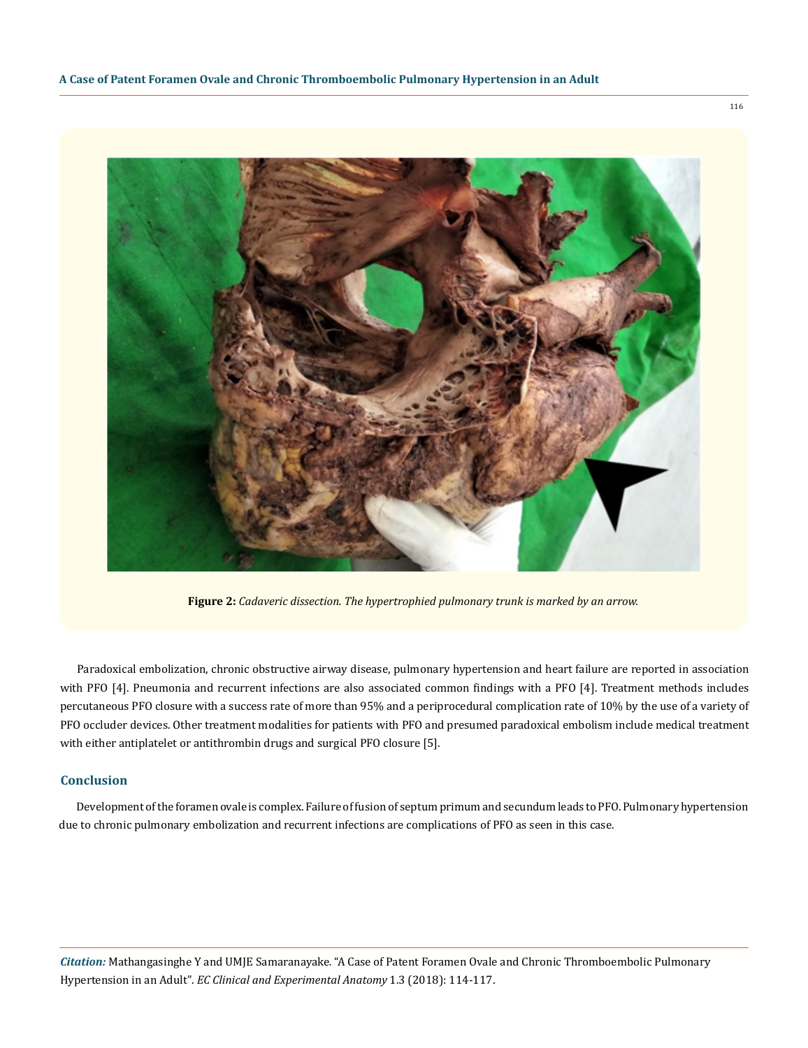**Figure 2:** *Cadaveric dissection. The hypertrophied pulmonary trunk is marked by an arrow.*

Paradoxical embolization, chronic obstructive airway disease, pulmonary hypertension and heart failure are reported in association with PFO [4]. Pneumonia and recurrent infections are also associated common findings with a PFO [4]. Treatment methods includes percutaneous PFO closure with a success rate of more than 95% and a periprocedural complication rate of 10% by the use of a variety of PFO occluder devices. Other treatment modalities for patients with PFO and presumed paradoxical embolism include medical treatment with either antiplatelet or antithrombin drugs and surgical PFO closure [5].

## Conclusion

Development of the foramen ovale is complex. Failure of fusion of septum primum and secundum leads to PFO. Pulmonary hypertension due to chronic pulmonary embolization and recurrent infections are complications of PFO as seen in this case.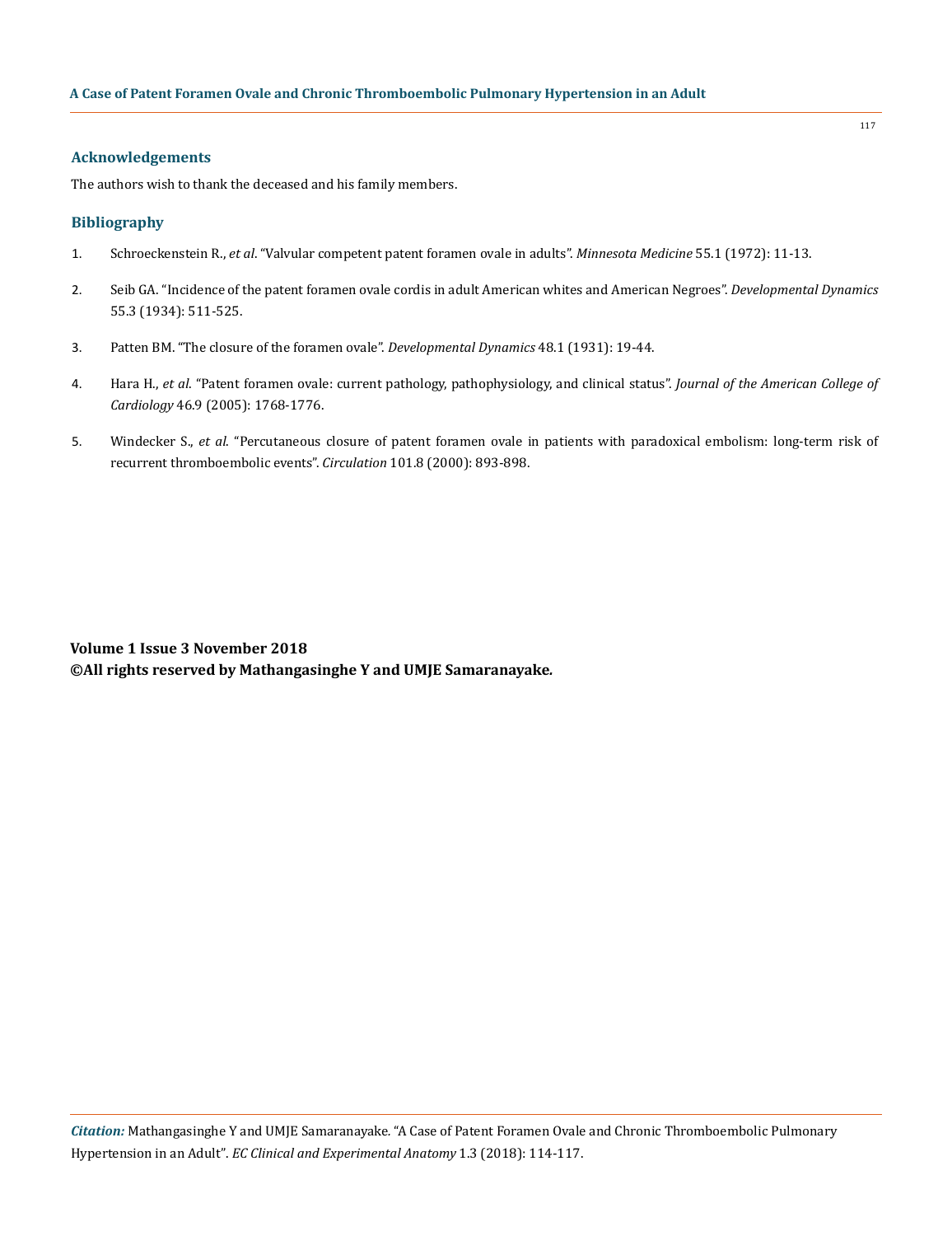## Acknowledgements

The authors wish to thank the deceased and his family members.

## Bibliography

1. Schroeckenstein R., *et al*. "Valvular competent patent foramen ovale in adults". *Minnesota Medicine* 55.1 (1972): 11-13.
2. Seib GA. "Incidence of the patent foramen ovale cordis in adult American whites and American Negroes". *Developmental Dynamics* 55.3 (1934): 511-525.
3. Patten BM. "The closure of the foramen ovale". *Developmental Dynamics* 48.1 (1931): 19-44.
4. Hara H., *et al*. "Patent foramen ovale: current pathology, pathophysiology, and clinical status". *Journal of the American College of Cardiology* 46.9 (2005): 1768-1776.
5. Windecker S., *et al*. "Percutaneous closure of patent foramen ovale in patients with paradoxical embolism: long-term risk of recurrent thromboembolic events". *Circulation* 101.8 (2000): 893-898.

**Volume 1 Issue 3 November 2018**
**©All rights reserved by Mathangasinghe Y and UMJE Samaranayake.**